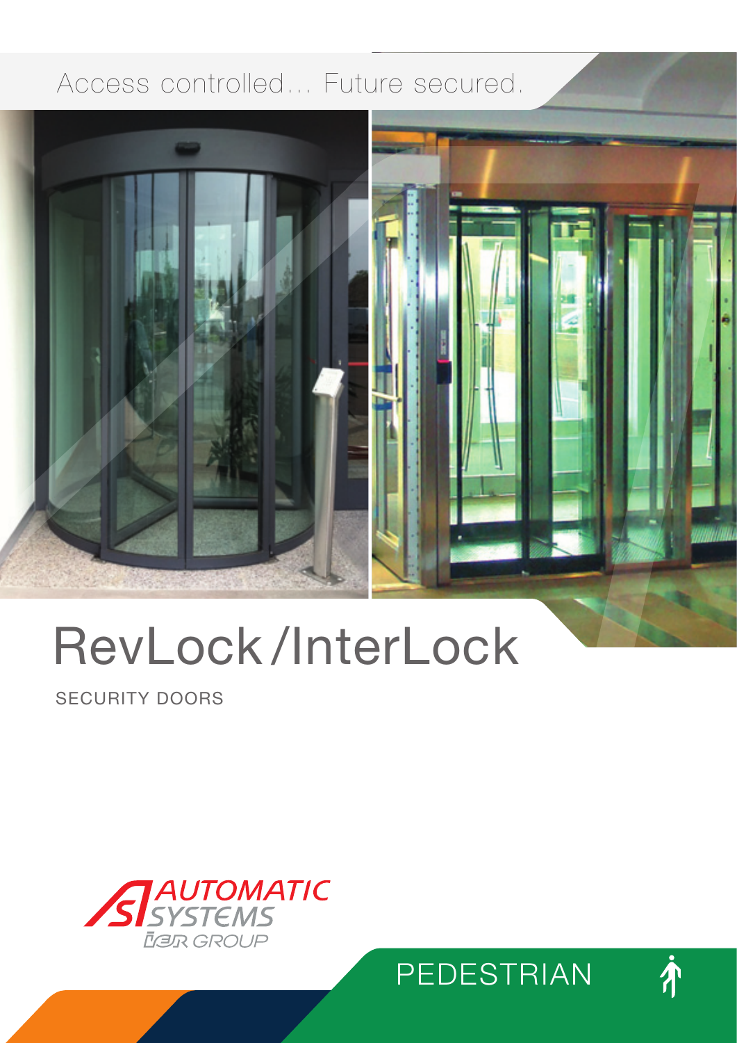Access controlled... Future secured.

# RevLock /InterLock

SECURITY DOORS

AUTOMATIC SYSTEMS
IER GROUP

PEDESTRIAN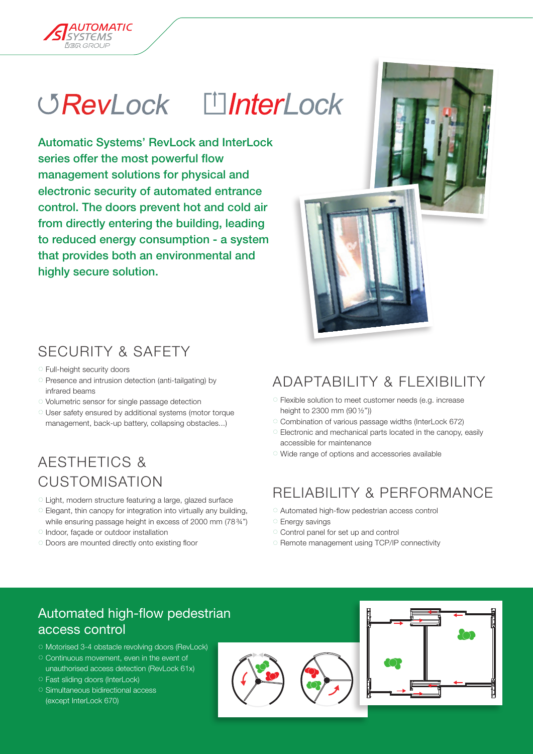# RevLock InterLock

**Automatic Systems' RevLock and InterLock series offer the most powerful flow management solutions for physical and electronic security of automated entrance control. The doors prevent hot and cold air from directly entering the building, leading to reduced energy consumption - a system that provides both an environmental and highly secure solution.**

## SECURITY & SAFETY

- Full-height security doors
- Presence and intrusion detection (anti-tailgating) by infrared beams
- Volumetric sensor for single passage detection
- User safety ensured by additional systems (motor torque management, back-up battery, collapsing obstacles...)

## AESTHETICS & CUSTOMISATION

- Light, modern structure featuring a large, glazed surface
- Elegant, thin canopy for integration into virtually any building, while ensuring passage height in excess of 2000 mm (78¾")
- Indoor, façade or outdoor installation
- Doors are mounted directly onto existing floor

## ADAPTABILITY & FLEXIBILITY

- Flexible solution to meet customer needs (e.g. increase height to 2300 mm (90½"))
- Combination of various passage widths (InterLock 672)
- Electronic and mechanical parts located in the canopy, easily accessible for maintenance
- Wide range of options and accessories available

## RELIABILITY & PERFORMANCE

- Automated high-flow pedestrian access control
- Energy savings
- Control panel for set up and control
- Remote management using TCP/IP connectivity

## Automated high-flow pedestrian access control

- Motorised 3-4 obstacle revolving doors (RevLock)
- Continuous movement, even in the event of unauthorised access detection (RevLock 61x)
- Fast sliding doors (InterLock)
- Simultaneous bidirectional access (except InterLock 670)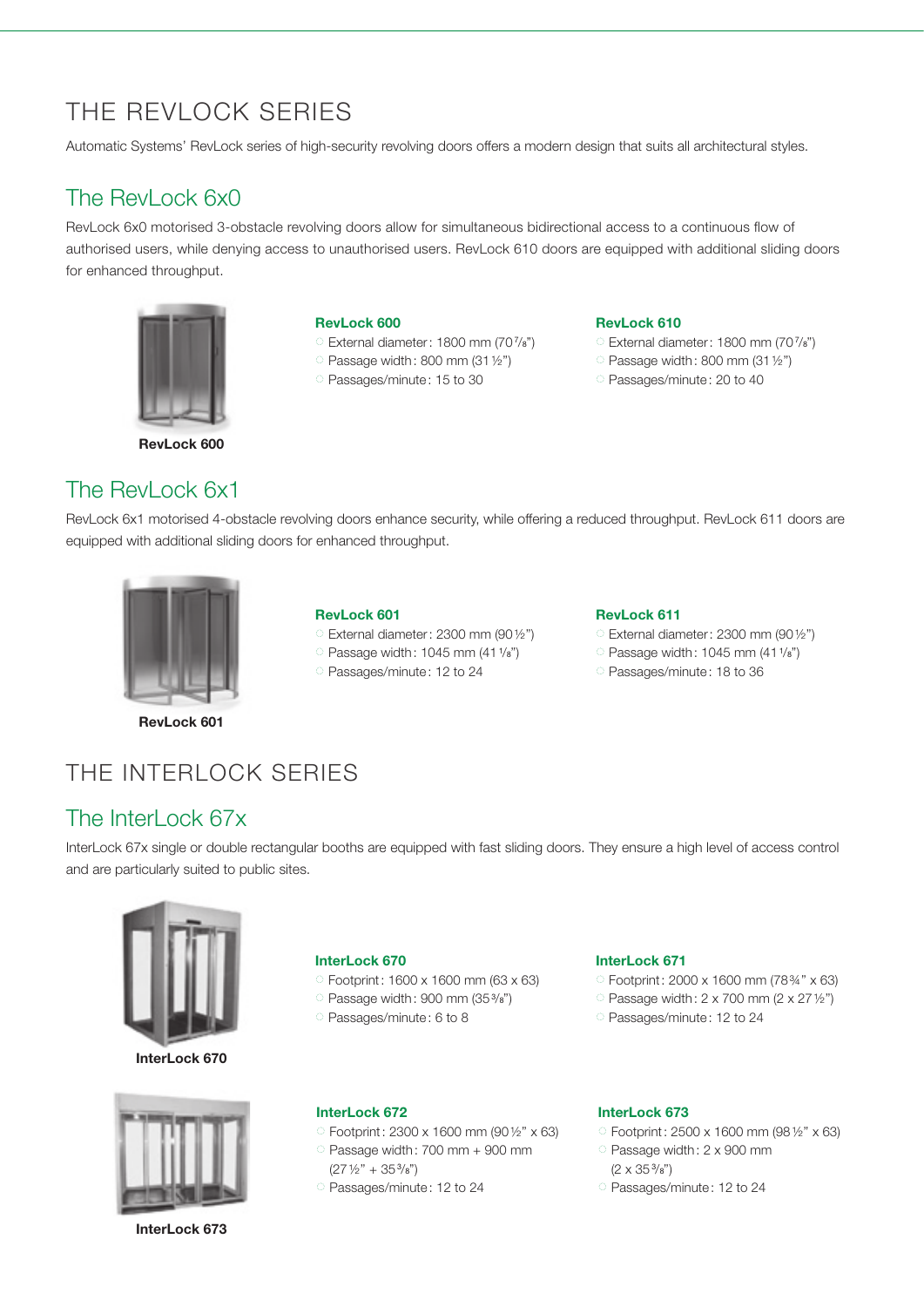# THE REVLOCK SERIES

Automatic Systems' RevLock series of high-security revolving doors offers a modern design that suits all architectural styles.

## The RevLock 6x0

RevLock 6x0 motorised 3-obstacle revolving doors allow for simultaneous bidirectional access to a continuous flow of authorised users, while denying access to unauthorised users. RevLock 610 doors are equipped with additional sliding doors for enhanced throughput.

**RevLock 600**

### RevLock 600

- External diameter: 1800 mm (70 7/8")
- Passage width: 800 mm (31 ½")
- Passages/minute: 15 to 30

### RevLock 610

- External diameter: 1800 mm (70 7/8")
- Passage width: 800 mm (31 ½")
- Passages/minute: 20 to 40

## The RevLock 6x1

RevLock 6x1 motorised 4-obstacle revolving doors enhance security, while offering a reduced throughput. RevLock 611 doors are equipped with additional sliding doors for enhanced throughput.

**RevLock 601**

### RevLock 601

- External diameter: 2300 mm (90 ½")
- Passage width: 1045 mm (41 1/8")
- Passages/minute: 12 to 24

### RevLock 611

- External diameter: 2300 mm (90 ½")
- Passage width: 1045 mm (41 1/8")
- Passages/minute: 18 to 36

# THE INTERLOCK SERIES

## The InterLock 67x

InterLock 67x single or double rectangular booths are equipped with fast sliding doors. They ensure a high level of access control and are particularly suited to public sites.

**InterLock 670**

### InterLock 670

- Footprint: 1600 x 1600 mm (63 x 63)
- Passage width: 900 mm (35 3/8")
- Passages/minute: 6 to 8

### InterLock 671

- Footprint: 2000 x 1600 mm (78 ¾" x 63)
- Passage width: 2 x 700 mm (2 x 27 ½")
- Passages/minute: 12 to 24

**InterLock 673**

### InterLock 672

- Footprint: 2300 x 1600 mm (90 ½" x 63)
- Passage width: 700 mm + 900 mm (27 ½" + 35 3/8")
- Passages/minute: 12 to 24

### InterLock 673

- Footprint: 2500 x 1600 mm (98 ½" x 63)
- Passage width: 2 x 900 mm (2 x 35 3/8")
- Passages/minute: 12 to 24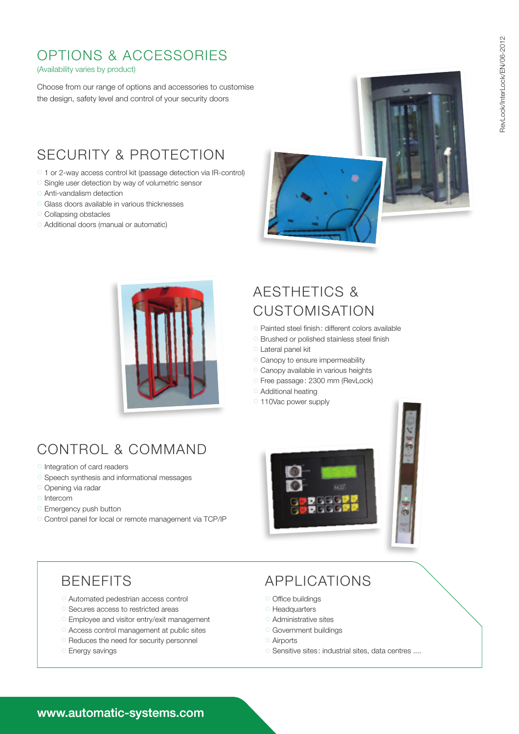# OPTIONS & ACCESSORIES

(Availability varies by product)

Choose from our range of options and accessories to customise the design, safety level and control of your security doors

## SECURITY & PROTECTION

- 1 or 2-way access control kit (passage detection via IR-control)
- Single user detection by way of volumetric sensor
- Anti-vandalism detection
- Glass doors available in various thicknesses
- Collapsing obstacles
- Additional doors (manual or automatic)

## AESTHETICS & CUSTOMISATION

- Painted steel finish: different colors available
- Brushed or polished stainless steel finish
- Lateral panel kit
- Canopy to ensure impermeability
- Canopy available in various heights
- Free passage: 2300 mm (RevLock)
- Additional heating
- 110Vac power supply

## CONTROL & COMMAND

- Integration of card readers
- Speech synthesis and informational messages
- Opening via radar
- Intercom
- Emergency push button
- Control panel for local or remote management via TCP/IP

## BENEFITS

- Automated pedestrian access control
- Secures access to restricted areas
- Employee and visitor entry/exit management
- Access control management at public sites
- Reduces the need for security personnel
- Energy savings

## APPLICATIONS

- Office buildings
- Headquarters
- Administrative sites
- Government buildings
- Airports
- Sensitive sites: industrial sites, data centres ....

**www.automatic-systems.com**

RevLock/InterLock/EN/06-2012